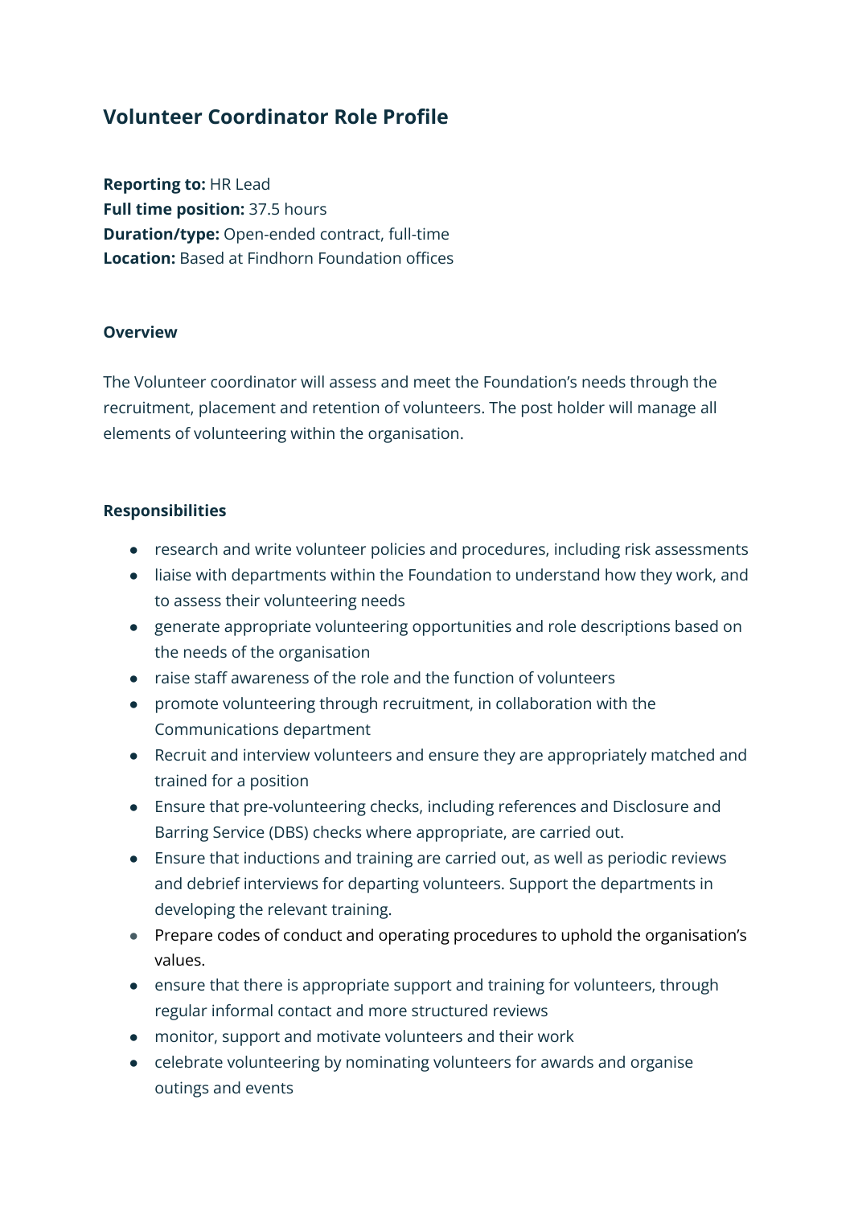# Volunteer Coordinator Role Profile

**Reporting to:** HR Lead
**Full time position:** 37.5 hours
**Duration/type:** Open-ended contract, full-time
**Location:** Based at Findhorn Foundation offices

### Overview

The Volunteer coordinator will assess and meet the Foundation's needs through the recruitment, placement and retention of volunteers. The post holder will manage all elements of volunteering within the organisation.

### Responsibilities

- research and write volunteer policies and procedures, including risk assessments
- liaise with departments within the Foundation to understand how they work, and to assess their volunteering needs
- generate appropriate volunteering opportunities and role descriptions based on the needs of the organisation
- raise staff awareness of the role and the function of volunteers
- promote volunteering through recruitment, in collaboration with the Communications department
- Recruit and interview volunteers and ensure they are appropriately matched and trained for a position
- Ensure that pre-volunteering checks, including references and Disclosure and Barring Service (DBS) checks where appropriate, are carried out.
- Ensure that inductions and training are carried out, as well as periodic reviews and debrief interviews for departing volunteers. Support the departments in developing the relevant training.
- Prepare codes of conduct and operating procedures to uphold the organisation's values.
- ensure that there is appropriate support and training for volunteers, through regular informal contact and more structured reviews
- monitor, support and motivate volunteers and their work
- celebrate volunteering by nominating volunteers for awards and organise outings and events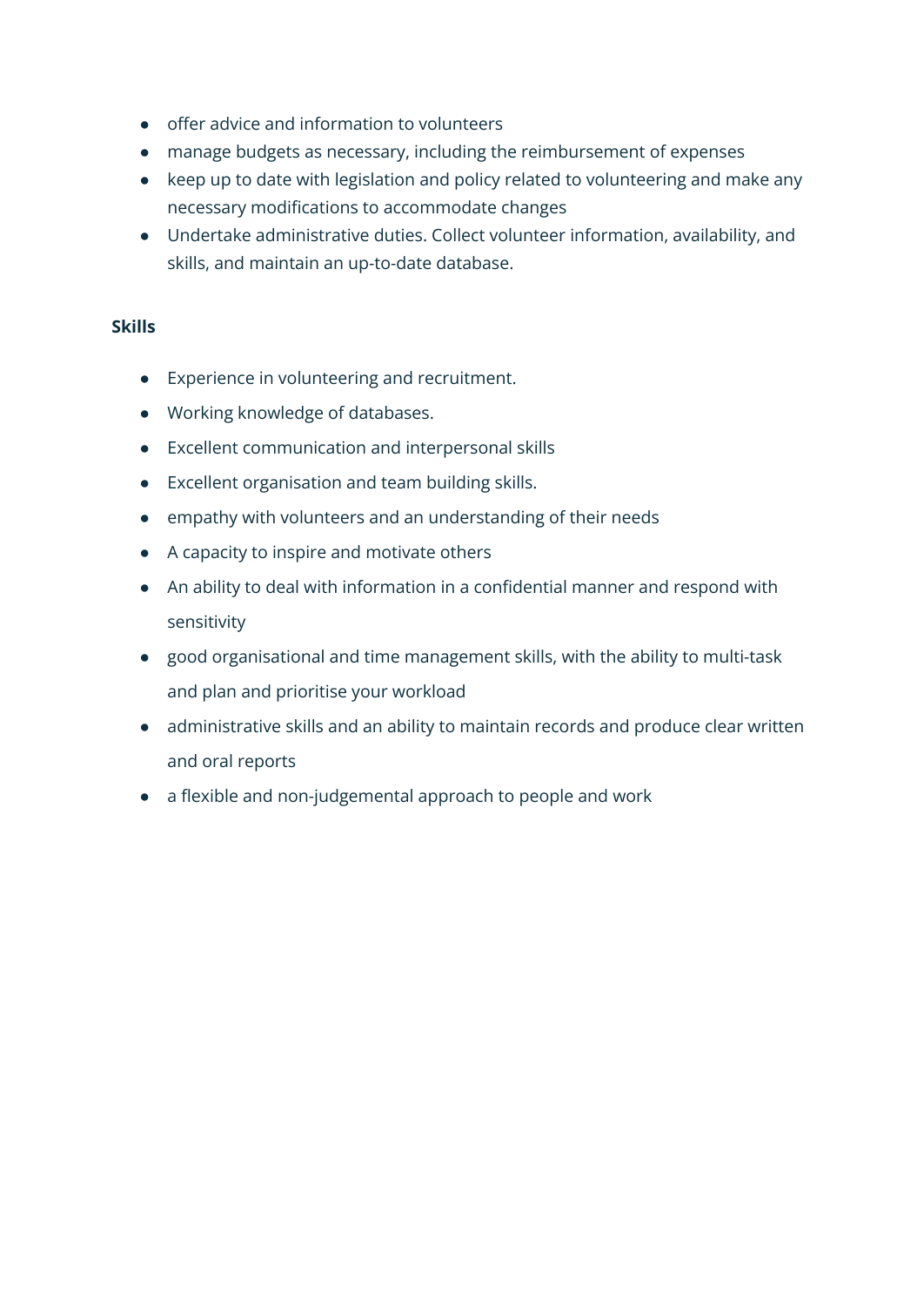- offer advice and information to volunteers
- manage budgets as necessary, including the reimbursement of expenses
- keep up to date with legislation and policy related to volunteering and make any necessary modifications to accommodate changes
- Undertake administrative duties. Collect volunteer information, availability, and skills, and maintain an up-to-date database.

**Skills**

- Experience in volunteering and recruitment.
- Working knowledge of databases.
- Excellent communication and interpersonal skills
- Excellent organisation and team building skills.
- empathy with volunteers and an understanding of their needs
- A capacity to inspire and motivate others
- An ability to deal with information in a confidential manner and respond with sensitivity
- good organisational and time management skills, with the ability to multi-task and plan and prioritise your workload
- administrative skills and an ability to maintain records and produce clear written and oral reports
- a flexible and non-judgemental approach to people and work